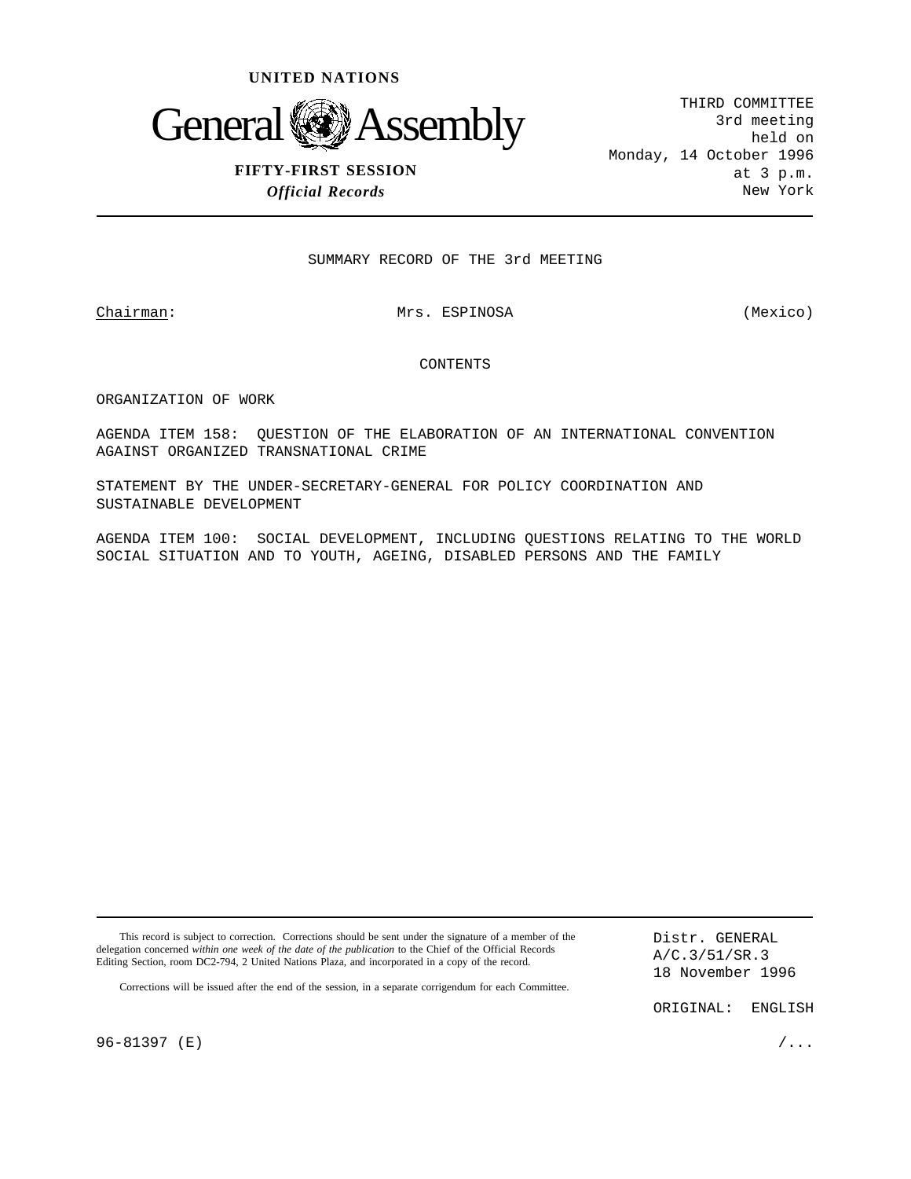UNITED NATIONS

# General Assembly

**FIFTY-FIRST SESSION**

***Official Records***

THIRD COMMITTEE
3rd meeting
held on
Monday, 14 October 1996
at 3 p.m.
New York

## SUMMARY RECORD OF THE 3rd MEETING

Chairman: Mrs. ESPINOSA (Mexico)

## CONTENTS

ORGANIZATION OF WORK

AGENDA ITEM 158: QUESTION OF THE ELABORATION OF AN INTERNATIONAL CONVENTION AGAINST ORGANIZED TRANSNATIONAL CRIME

STATEMENT BY THE UNDER-SECRETARY-GENERAL FOR POLICY COORDINATION AND SUSTAINABLE DEVELOPMENT

AGENDA ITEM 100: SOCIAL DEVELOPMENT, INCLUDING QUESTIONS RELATING TO THE WORLD SOCIAL SITUATION AND TO YOUTH, AGEING, DISABLED PERSONS AND THE FAMILY

---

This record is subject to correction. Corrections should be sent under the signature of a member of the delegation concerned *within one week of the date of the publication* to the Chief of the Official Records Editing Section, room DC2-794, 2 United Nations Plaza, and incorporated in a copy of the record.

Corrections will be issued after the end of the session, in a separate corrigendum for each Committee.

Distr. GENERAL
A/C.3/51/SR.3
18 November 1996

ORIGINAL: ENGLISH

96-81397 (E)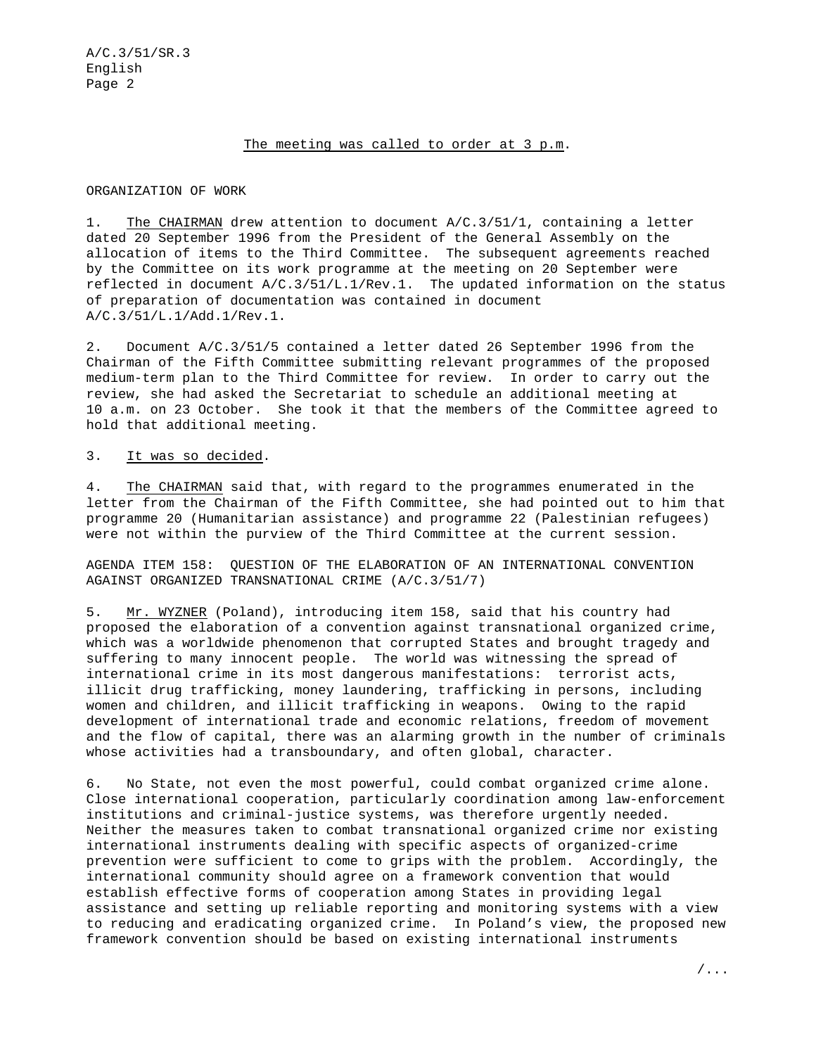<u>The meeting was called to order at 3 p.m</u>.

ORGANIZATION OF WORK

1. <u>The CHAIRMAN</u> drew attention to document A/C.3/51/1, containing a letter dated 20 September 1996 from the President of the General Assembly on the allocation of items to the Third Committee. The subsequent agreements reached by the Committee on its work programme at the meeting on 20 September were reflected in document A/C.3/51/L.1/Rev.1. The updated information on the status of preparation of documentation was contained in document A/C.3/51/L.1/Add.1/Rev.1.

2. Document A/C.3/51/5 contained a letter dated 26 September 1996 from the Chairman of the Fifth Committee submitting relevant programmes of the proposed medium-term plan to the Third Committee for review. In order to carry out the review, she had asked the Secretariat to schedule an additional meeting at 10 a.m. on 23 October. She took it that the members of the Committee agreed to hold that additional meeting.

3. <u>It was so decided</u>.

4. <u>The CHAIRMAN</u> said that, with regard to the programmes enumerated in the letter from the Chairman of the Fifth Committee, she had pointed out to him that programme 20 (Humanitarian assistance) and programme 22 (Palestinian refugees) were not within the purview of the Third Committee at the current session.

AGENDA ITEM 158: QUESTION OF THE ELABORATION OF AN INTERNATIONAL CONVENTION AGAINST ORGANIZED TRANSNATIONAL CRIME (A/C.3/51/7)

5. <u>Mr. WYZNER</u> (Poland), introducing item 158, said that his country had proposed the elaboration of a convention against transnational organized crime, which was a worldwide phenomenon that corrupted States and brought tragedy and suffering to many innocent people. The world was witnessing the spread of international crime in its most dangerous manifestations: terrorist acts, illicit drug trafficking, money laundering, trafficking in persons, including women and children, and illicit trafficking in weapons. Owing to the rapid development of international trade and economic relations, freedom of movement and the flow of capital, there was an alarming growth in the number of criminals whose activities had a transboundary, and often global, character.

6. No State, not even the most powerful, could combat organized crime alone. Close international cooperation, particularly coordination among law-enforcement institutions and criminal-justice systems, was therefore urgently needed. Neither the measures taken to combat transnational organized crime nor existing international instruments dealing with specific aspects of organized-crime prevention were sufficient to come to grips with the problem. Accordingly, the international community should agree on a framework convention that would establish effective forms of cooperation among States in providing legal assistance and setting up reliable reporting and monitoring systems with a view to reducing and eradicating organized crime. In Poland's view, the proposed new framework convention should be based on existing international instruments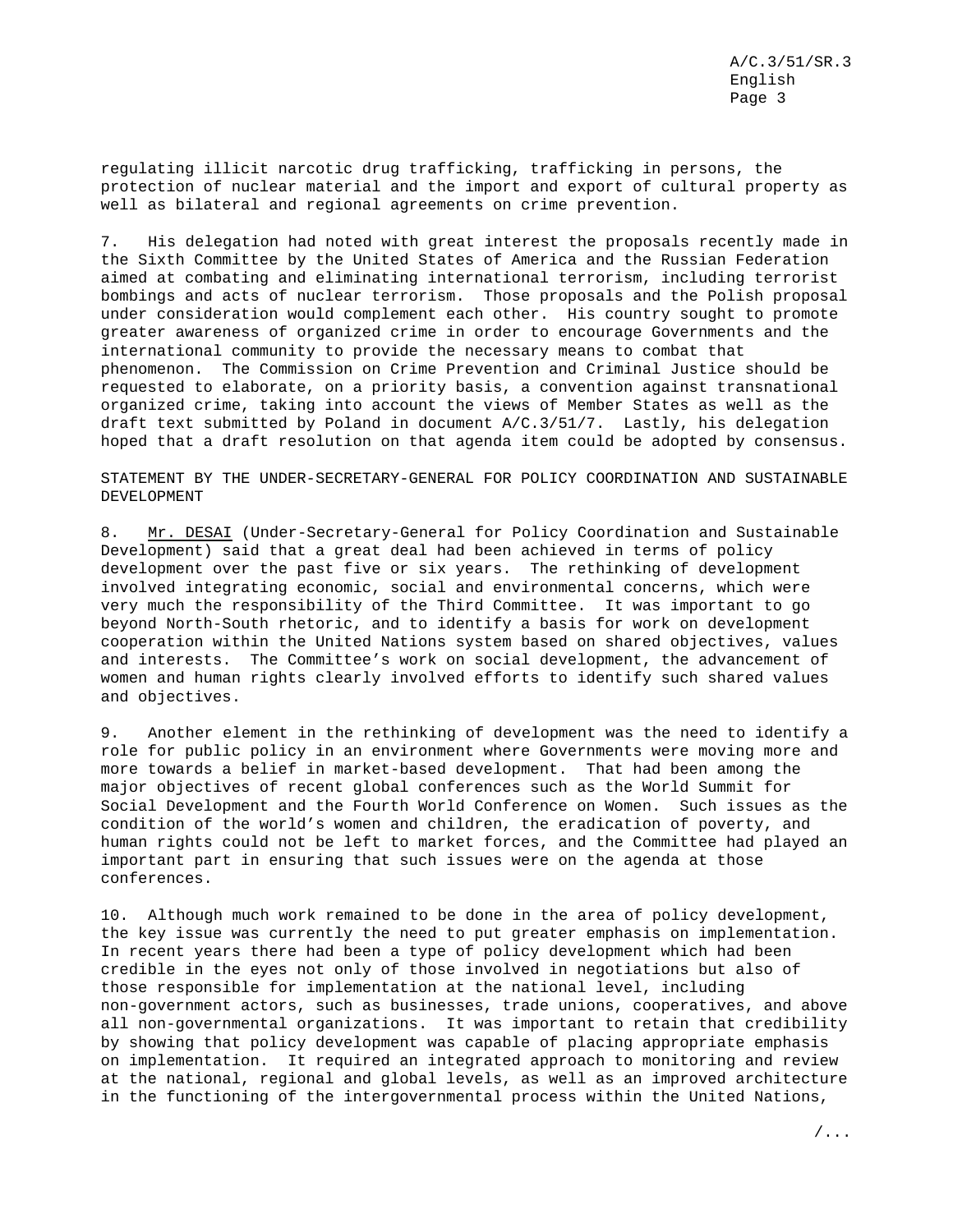regulating illicit narcotic drug trafficking, trafficking in persons, the protection of nuclear material and the import and export of cultural property as well as bilateral and regional agreements on crime prevention.

7. His delegation had noted with great interest the proposals recently made in the Sixth Committee by the United States of America and the Russian Federation aimed at combating and eliminating international terrorism, including terrorist bombings and acts of nuclear terrorism. Those proposals and the Polish proposal under consideration would complement each other. His country sought to promote greater awareness of organized crime in order to encourage Governments and the international community to provide the necessary means to combat that phenomenon. The Commission on Crime Prevention and Criminal Justice should be requested to elaborate, on a priority basis, a convention against transnational organized crime, taking into account the views of Member States as well as the draft text submitted by Poland in document A/C.3/51/7. Lastly, his delegation hoped that a draft resolution on that agenda item could be adopted by consensus.

## STATEMENT BY THE UNDER-SECRETARY-GENERAL FOR POLICY COORDINATION AND SUSTAINABLE DEVELOPMENT

8. Mr. DESAI (Under-Secretary-General for Policy Coordination and Sustainable Development) said that a great deal had been achieved in terms of policy development over the past five or six years. The rethinking of development involved integrating economic, social and environmental concerns, which were very much the responsibility of the Third Committee. It was important to go beyond North-South rhetoric, and to identify a basis for work on development cooperation within the United Nations system based on shared objectives, values and interests. The Committee's work on social development, the advancement of women and human rights clearly involved efforts to identify such shared values and objectives.

9. Another element in the rethinking of development was the need to identify a role for public policy in an environment where Governments were moving more and more towards a belief in market-based development. That had been among the major objectives of recent global conferences such as the World Summit for Social Development and the Fourth World Conference on Women. Such issues as the condition of the world's women and children, the eradication of poverty, and human rights could not be left to market forces, and the Committee had played an important part in ensuring that such issues were on the agenda at those conferences.

10. Although much work remained to be done in the area of policy development, the key issue was currently the need to put greater emphasis on implementation. In recent years there had been a type of policy development which had been credible in the eyes not only of those involved in negotiations but also of those responsible for implementation at the national level, including non-government actors, such as businesses, trade unions, cooperatives, and above all non-governmental organizations. It was important to retain that credibility by showing that policy development was capable of placing appropriate emphasis on implementation. It required an integrated approach to monitoring and review at the national, regional and global levels, as well as an improved architecture in the functioning of the intergovernmental process within the United Nations,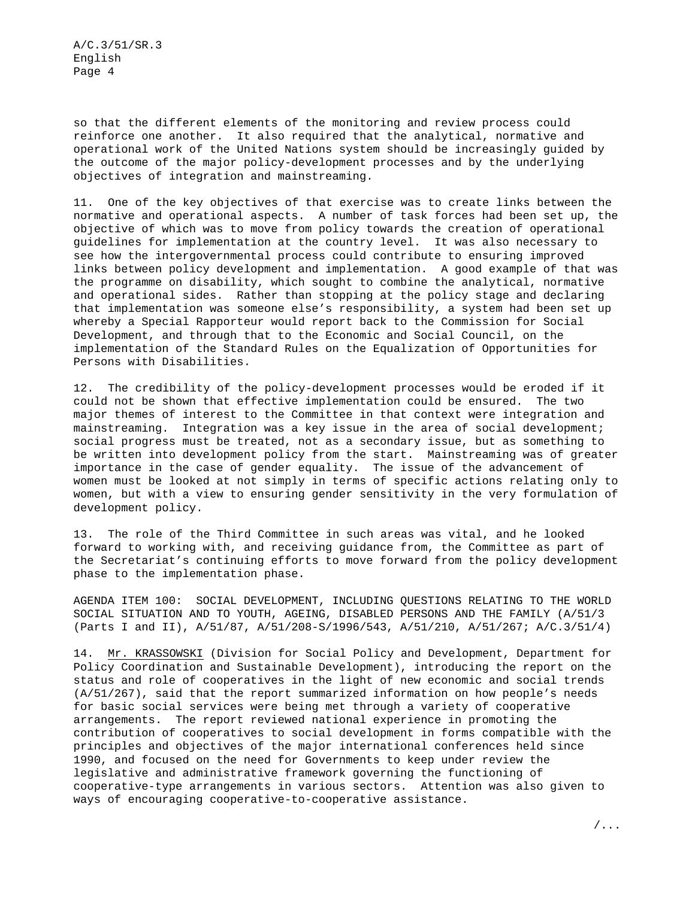so that the different elements of the monitoring and review process could reinforce one another. It also required that the analytical, normative and operational work of the United Nations system should be increasingly guided by the outcome of the major policy-development processes and by the underlying objectives of integration and mainstreaming.

11. One of the key objectives of that exercise was to create links between the normative and operational aspects. A number of task forces had been set up, the objective of which was to move from policy towards the creation of operational guidelines for implementation at the country level. It was also necessary to see how the intergovernmental process could contribute to ensuring improved links between policy development and implementation. A good example of that was the programme on disability, which sought to combine the analytical, normative and operational sides. Rather than stopping at the policy stage and declaring that implementation was someone else's responsibility, a system had been set up whereby a Special Rapporteur would report back to the Commission for Social Development, and through that to the Economic and Social Council, on the implementation of the Standard Rules on the Equalization of Opportunities for Persons with Disabilities.

12. The credibility of the policy-development processes would be eroded if it could not be shown that effective implementation could be ensured. The two major themes of interest to the Committee in that context were integration and mainstreaming. Integration was a key issue in the area of social development; social progress must be treated, not as a secondary issue, but as something to be written into development policy from the start. Mainstreaming was of greater importance in the case of gender equality. The issue of the advancement of women must be looked at not simply in terms of specific actions relating only to women, but with a view to ensuring gender sensitivity in the very formulation of development policy.

13. The role of the Third Committee in such areas was vital, and he looked forward to working with, and receiving guidance from, the Committee as part of the Secretariat's continuing efforts to move forward from the policy development phase to the implementation phase.

AGENDA ITEM 100: SOCIAL DEVELOPMENT, INCLUDING QUESTIONS RELATING TO THE WORLD SOCIAL SITUATION AND TO YOUTH, AGEING, DISABLED PERSONS AND THE FAMILY (A/51/3 (Parts I and II), A/51/87, A/51/208-S/1996/543, A/51/210, A/51/267; A/C.3/51/4)

14. Mr. KRASSOWSKI (Division for Social Policy and Development, Department for Policy Coordination and Sustainable Development), introducing the report on the status and role of cooperatives in the light of new economic and social trends (A/51/267), said that the report summarized information on how people's needs for basic social services were being met through a variety of cooperative arrangements. The report reviewed national experience in promoting the contribution of cooperatives to social development in forms compatible with the principles and objectives of the major international conferences held since 1990, and focused on the need for Governments to keep under review the legislative and administrative framework governing the functioning of cooperative-type arrangements in various sectors. Attention was also given to ways of encouraging cooperative-to-cooperative assistance.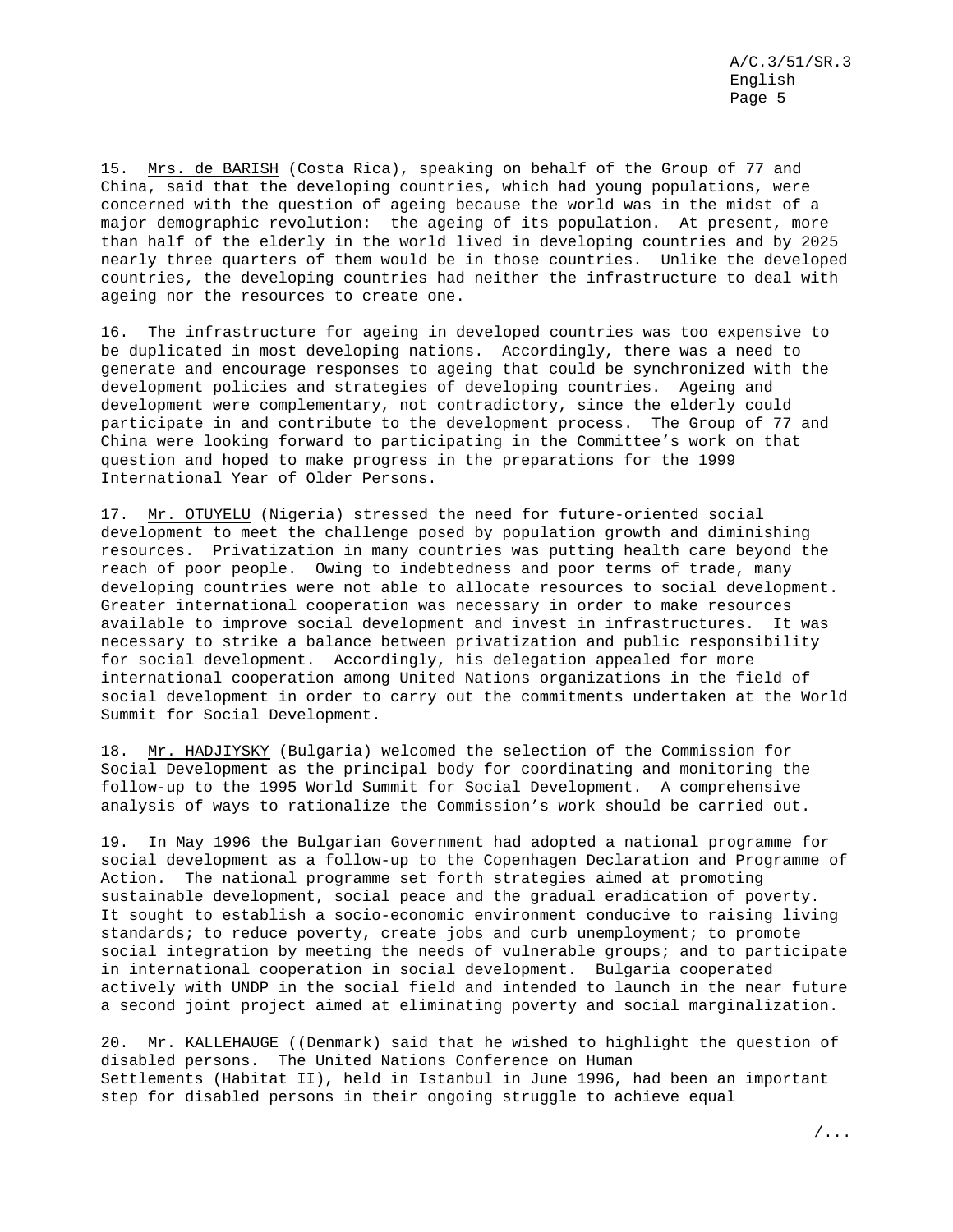15. Mrs. de BARISH (Costa Rica), speaking on behalf of the Group of 77 and China, said that the developing countries, which had young populations, were concerned with the question of ageing because the world was in the midst of a major demographic revolution: the ageing of its population. At present, more than half of the elderly in the world lived in developing countries and by 2025 nearly three quarters of them would be in those countries. Unlike the developed countries, the developing countries had neither the infrastructure to deal with ageing nor the resources to create one.

16. The infrastructure for ageing in developed countries was too expensive to be duplicated in most developing nations. Accordingly, there was a need to generate and encourage responses to ageing that could be synchronized with the development policies and strategies of developing countries. Ageing and development were complementary, not contradictory, since the elderly could participate in and contribute to the development process. The Group of 77 and China were looking forward to participating in the Committee's work on that question and hoped to make progress in the preparations for the 1999 International Year of Older Persons.

17. Mr. OTUYELU (Nigeria) stressed the need for future-oriented social development to meet the challenge posed by population growth and diminishing resources. Privatization in many countries was putting health care beyond the reach of poor people. Owing to indebtedness and poor terms of trade, many developing countries were not able to allocate resources to social development. Greater international cooperation was necessary in order to make resources available to improve social development and invest in infrastructures. It was necessary to strike a balance between privatization and public responsibility for social development. Accordingly, his delegation appealed for more international cooperation among United Nations organizations in the field of social development in order to carry out the commitments undertaken at the World Summit for Social Development.

18. Mr. HADJIYSKY (Bulgaria) welcomed the selection of the Commission for Social Development as the principal body for coordinating and monitoring the follow-up to the 1995 World Summit for Social Development. A comprehensive analysis of ways to rationalize the Commission's work should be carried out.

19. In May 1996 the Bulgarian Government had adopted a national programme for social development as a follow-up to the Copenhagen Declaration and Programme of Action. The national programme set forth strategies aimed at promoting sustainable development, social peace and the gradual eradication of poverty. It sought to establish a socio-economic environment conducive to raising living standards; to reduce poverty, create jobs and curb unemployment; to promote social integration by meeting the needs of vulnerable groups; and to participate in international cooperation in social development. Bulgaria cooperated actively with UNDP in the social field and intended to launch in the near future a second joint project aimed at eliminating poverty and social marginalization.

20. Mr. KALLEHAUGE ((Denmark) said that he wished to highlight the question of disabled persons. The United Nations Conference on Human Settlements (Habitat II), held in Istanbul in June 1996, had been an important step for disabled persons in their ongoing struggle to achieve equal

/...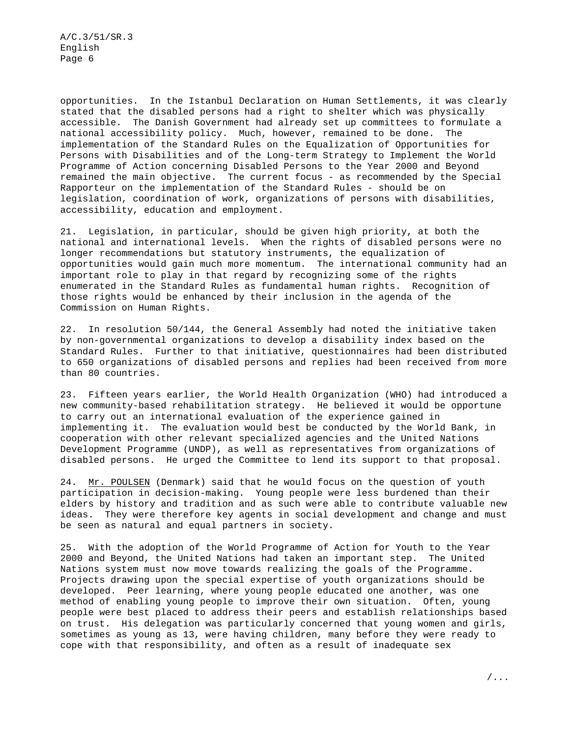opportunities. In the Istanbul Declaration on Human Settlements, it was clearly stated that the disabled persons had a right to shelter which was physically accessible. The Danish Government had already set up committees to formulate a national accessibility policy. Much, however, remained to be done. The implementation of the Standard Rules on the Equalization of Opportunities for Persons with Disabilities and of the Long-term Strategy to Implement the World Programme of Action concerning Disabled Persons to the Year 2000 and Beyond remained the main objective. The current focus - as recommended by the Special Rapporteur on the implementation of the Standard Rules - should be on legislation, coordination of work, organizations of persons with disabilities, accessibility, education and employment.

21. Legislation, in particular, should be given high priority, at both the national and international levels. When the rights of disabled persons were no longer recommendations but statutory instruments, the equalization of opportunities would gain much more momentum. The international community had an important role to play in that regard by recognizing some of the rights enumerated in the Standard Rules as fundamental human rights. Recognition of those rights would be enhanced by their inclusion in the agenda of the Commission on Human Rights.

22. In resolution 50/144, the General Assembly had noted the initiative taken by non-governmental organizations to develop a disability index based on the Standard Rules. Further to that initiative, questionnaires had been distributed to 650 organizations of disabled persons and replies had been received from more than 80 countries.

23. Fifteen years earlier, the World Health Organization (WHO) had introduced a new community-based rehabilitation strategy. He believed it would be opportune to carry out an international evaluation of the experience gained in implementing it. The evaluation would best be conducted by the World Bank, in cooperation with other relevant specialized agencies and the United Nations Development Programme (UNDP), as well as representatives from organizations of disabled persons. He urged the Committee to lend its support to that proposal.

24. Mr. POULSEN (Denmark) said that he would focus on the question of youth participation in decision-making. Young people were less burdened than their elders by history and tradition and as such were able to contribute valuable new ideas. They were therefore key agents in social development and change and must be seen as natural and equal partners in society.

25. With the adoption of the World Programme of Action for Youth to the Year 2000 and Beyond, the United Nations had taken an important step. The United Nations system must now move towards realizing the goals of the Programme. Projects drawing upon the special expertise of youth organizations should be developed. Peer learning, where young people educated one another, was one method of enabling young people to improve their own situation. Often, young people were best placed to address their peers and establish relationships based on trust. His delegation was particularly concerned that young women and girls, sometimes as young as 13, were having children, many before they were ready to cope with that responsibility, and often as a result of inadequate sex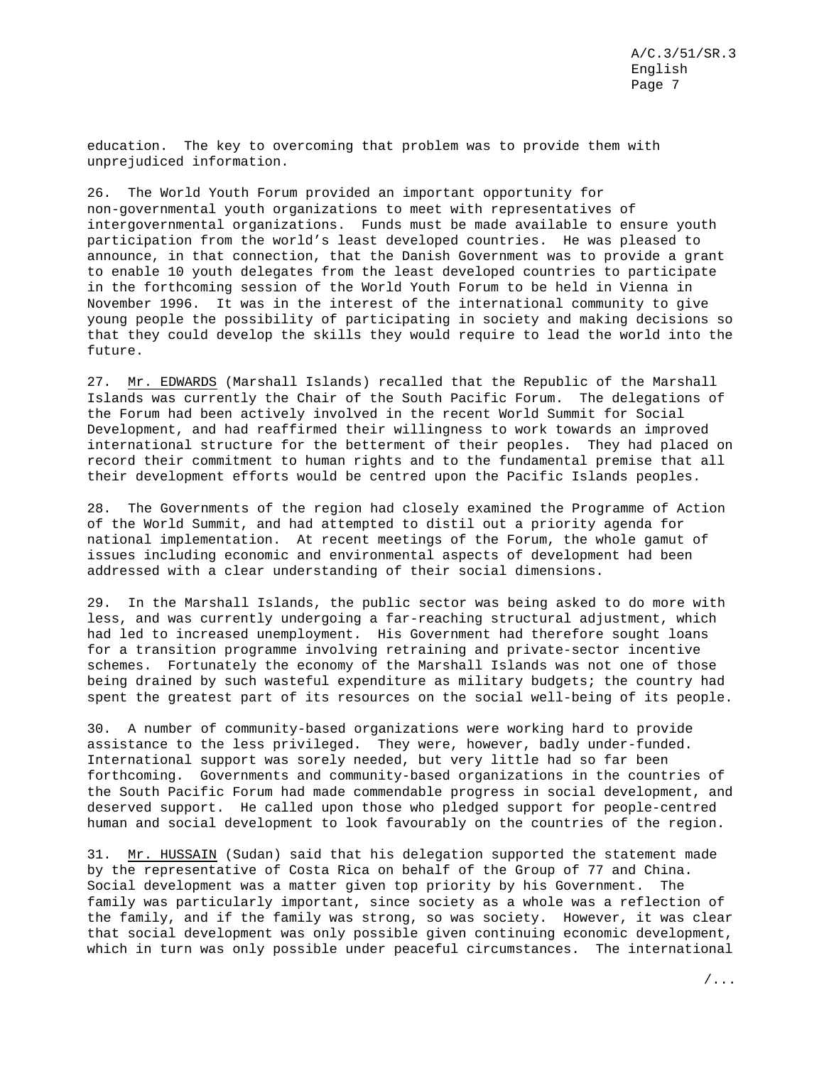education. The key to overcoming that problem was to provide them with unprejudiced information.

26. The World Youth Forum provided an important opportunity for non-governmental youth organizations to meet with representatives of intergovernmental organizations. Funds must be made available to ensure youth participation from the world's least developed countries. He was pleased to announce, in that connection, that the Danish Government was to provide a grant to enable 10 youth delegates from the least developed countries to participate in the forthcoming session of the World Youth Forum to be held in Vienna in November 1996. It was in the interest of the international community to give young people the possibility of participating in society and making decisions so that they could develop the skills they would require to lead the world into the future.

27. Mr. EDWARDS (Marshall Islands) recalled that the Republic of the Marshall Islands was currently the Chair of the South Pacific Forum. The delegations of the Forum had been actively involved in the recent World Summit for Social Development, and had reaffirmed their willingness to work towards an improved international structure for the betterment of their peoples. They had placed on record their commitment to human rights and to the fundamental premise that all their development efforts would be centred upon the Pacific Islands peoples.

28. The Governments of the region had closely examined the Programme of Action of the World Summit, and had attempted to distil out a priority agenda for national implementation. At recent meetings of the Forum, the whole gamut of issues including economic and environmental aspects of development had been addressed with a clear understanding of their social dimensions.

29. In the Marshall Islands, the public sector was being asked to do more with less, and was currently undergoing a far-reaching structural adjustment, which had led to increased unemployment. His Government had therefore sought loans for a transition programme involving retraining and private-sector incentive schemes. Fortunately the economy of the Marshall Islands was not one of those being drained by such wasteful expenditure as military budgets; the country had spent the greatest part of its resources on the social well-being of its people.

30. A number of community-based organizations were working hard to provide assistance to the less privileged. They were, however, badly under-funded. International support was sorely needed, but very little had so far been forthcoming. Governments and community-based organizations in the countries of the South Pacific Forum had made commendable progress in social development, and deserved support. He called upon those who pledged support for people-centred human and social development to look favourably on the countries of the region.

31. Mr. HUSSAIN (Sudan) said that his delegation supported the statement made by the representative of Costa Rica on behalf of the Group of 77 and China. Social development was a matter given top priority by his Government. The family was particularly important, since society as a whole was a reflection of the family, and if the family was strong, so was society. However, it was clear that social development was only possible given continuing economic development, which in turn was only possible under peaceful circumstances. The international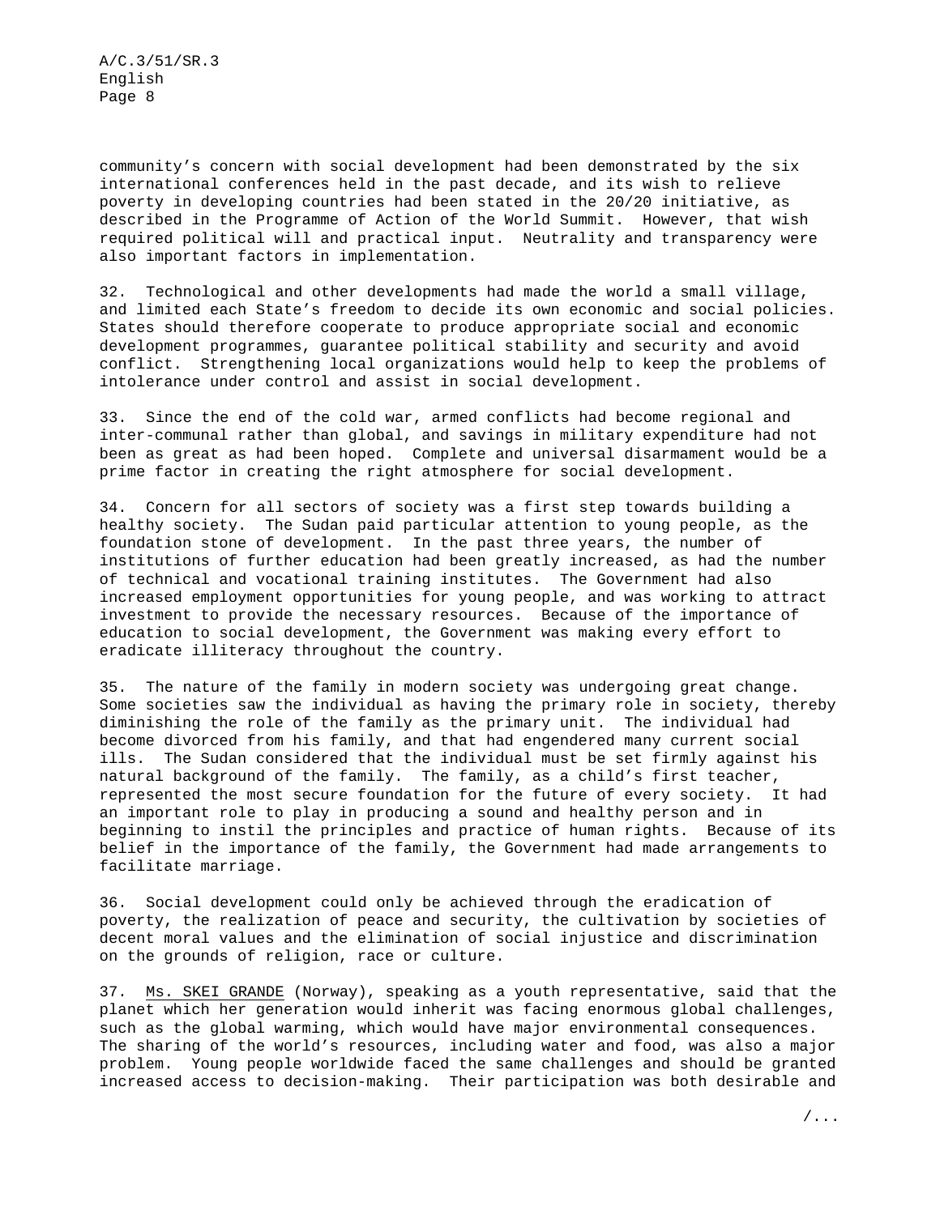community's concern with social development had been demonstrated by the six international conferences held in the past decade, and its wish to relieve poverty in developing countries had been stated in the 20/20 initiative, as described in the Programme of Action of the World Summit. However, that wish required political will and practical input. Neutrality and transparency were also important factors in implementation.

32. Technological and other developments had made the world a small village, and limited each State's freedom to decide its own economic and social policies. States should therefore cooperate to produce appropriate social and economic development programmes, guarantee political stability and security and avoid conflict. Strengthening local organizations would help to keep the problems of intolerance under control and assist in social development.

33. Since the end of the cold war, armed conflicts had become regional and inter-communal rather than global, and savings in military expenditure had not been as great as had been hoped. Complete and universal disarmament would be a prime factor in creating the right atmosphere for social development.

34. Concern for all sectors of society was a first step towards building a healthy society. The Sudan paid particular attention to young people, as the foundation stone of development. In the past three years, the number of institutions of further education had been greatly increased, as had the number of technical and vocational training institutes. The Government had also increased employment opportunities for young people, and was working to attract investment to provide the necessary resources. Because of the importance of education to social development, the Government was making every effort to eradicate illiteracy throughout the country.

35. The nature of the family in modern society was undergoing great change. Some societies saw the individual as having the primary role in society, thereby diminishing the role of the family as the primary unit. The individual had become divorced from his family, and that had engendered many current social ills. The Sudan considered that the individual must be set firmly against his natural background of the family. The family, as a child's first teacher, represented the most secure foundation for the future of every society. It had an important role to play in producing a sound and healthy person and in beginning to instil the principles and practice of human rights. Because of its belief in the importance of the family, the Government had made arrangements to facilitate marriage.

36. Social development could only be achieved through the eradication of poverty, the realization of peace and security, the cultivation by societies of decent moral values and the elimination of social injustice and discrimination on the grounds of religion, race or culture.

37. Ms. SKEI GRANDE (Norway), speaking as a youth representative, said that the planet which her generation would inherit was facing enormous global challenges, such as the global warming, which would have major environmental consequences. The sharing of the world's resources, including water and food, was also a major problem. Young people worldwide faced the same challenges and should be granted increased access to decision-making. Their participation was both desirable and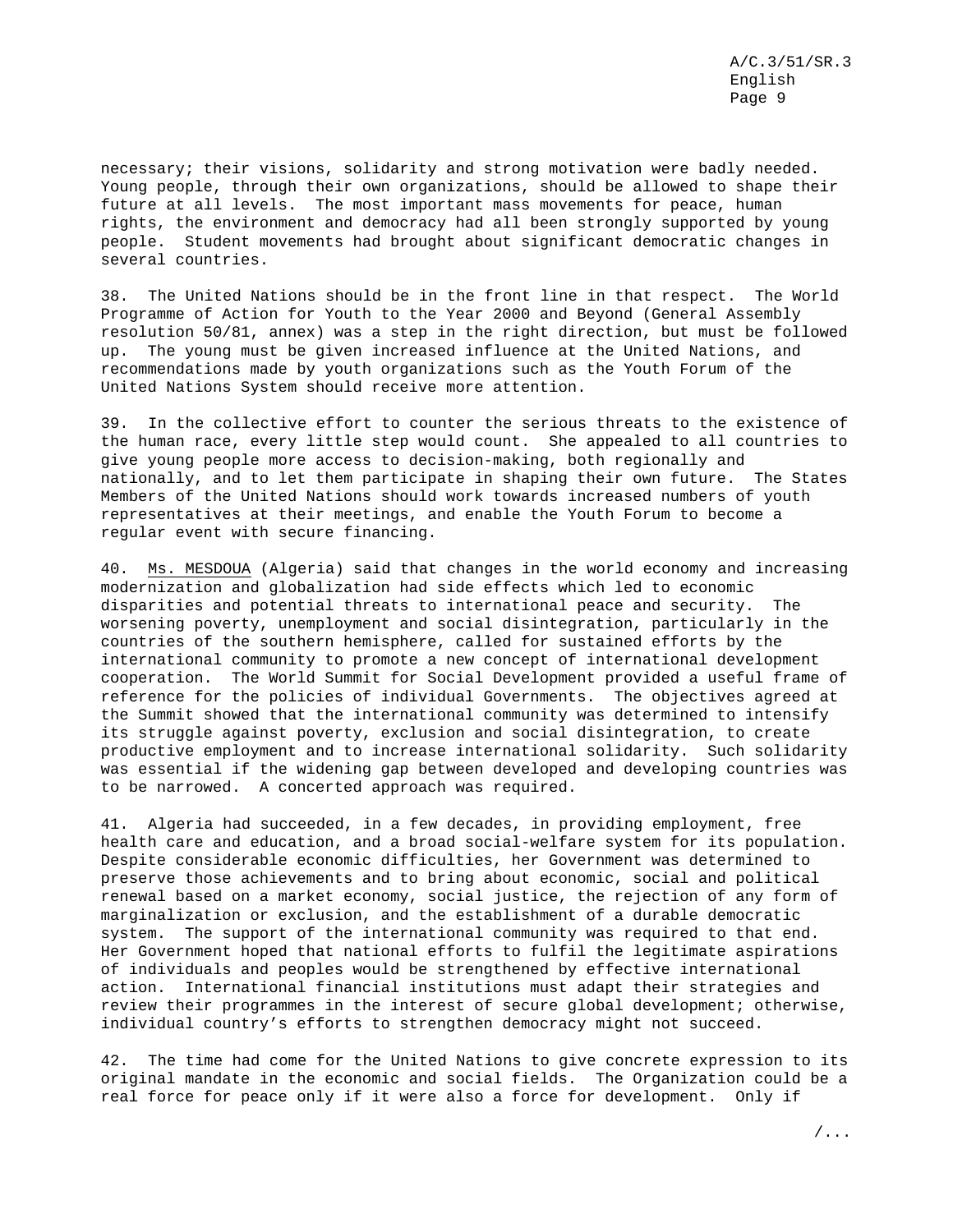necessary; their visions, solidarity and strong motivation were badly needed. Young people, through their own organizations, should be allowed to shape their future at all levels. The most important mass movements for peace, human rights, the environment and democracy had all been strongly supported by young people. Student movements had brought about significant democratic changes in several countries.

38. The United Nations should be in the front line in that respect. The World Programme of Action for Youth to the Year 2000 and Beyond (General Assembly resolution 50/81, annex) was a step in the right direction, but must be followed up. The young must be given increased influence at the United Nations, and recommendations made by youth organizations such as the Youth Forum of the United Nations System should receive more attention.

39. In the collective effort to counter the serious threats to the existence of the human race, every little step would count. She appealed to all countries to give young people more access to decision-making, both regionally and nationally, and to let them participate in shaping their own future. The States Members of the United Nations should work towards increased numbers of youth representatives at their meetings, and enable the Youth Forum to become a regular event with secure financing.

40. Ms. MESDOUA (Algeria) said that changes in the world economy and increasing modernization and globalization had side effects which led to economic disparities and potential threats to international peace and security. The worsening poverty, unemployment and social disintegration, particularly in the countries of the southern hemisphere, called for sustained efforts by the international community to promote a new concept of international development cooperation. The World Summit for Social Development provided a useful frame of reference for the policies of individual Governments. The objectives agreed at the Summit showed that the international community was determined to intensify its struggle against poverty, exclusion and social disintegration, to create productive employment and to increase international solidarity. Such solidarity was essential if the widening gap between developed and developing countries was to be narrowed. A concerted approach was required.

41. Algeria had succeeded, in a few decades, in providing employment, free health care and education, and a broad social-welfare system for its population. Despite considerable economic difficulties, her Government was determined to preserve those achievements and to bring about economic, social and political renewal based on a market economy, social justice, the rejection of any form of marginalization or exclusion, and the establishment of a durable democratic system. The support of the international community was required to that end. Her Government hoped that national efforts to fulfil the legitimate aspirations of individuals and peoples would be strengthened by effective international action. International financial institutions must adapt their strategies and review their programmes in the interest of secure global development; otherwise, individual country's efforts to strengthen democracy might not succeed.

42. The time had come for the United Nations to give concrete expression to its original mandate in the economic and social fields. The Organization could be a real force for peace only if it were also a force for development. Only if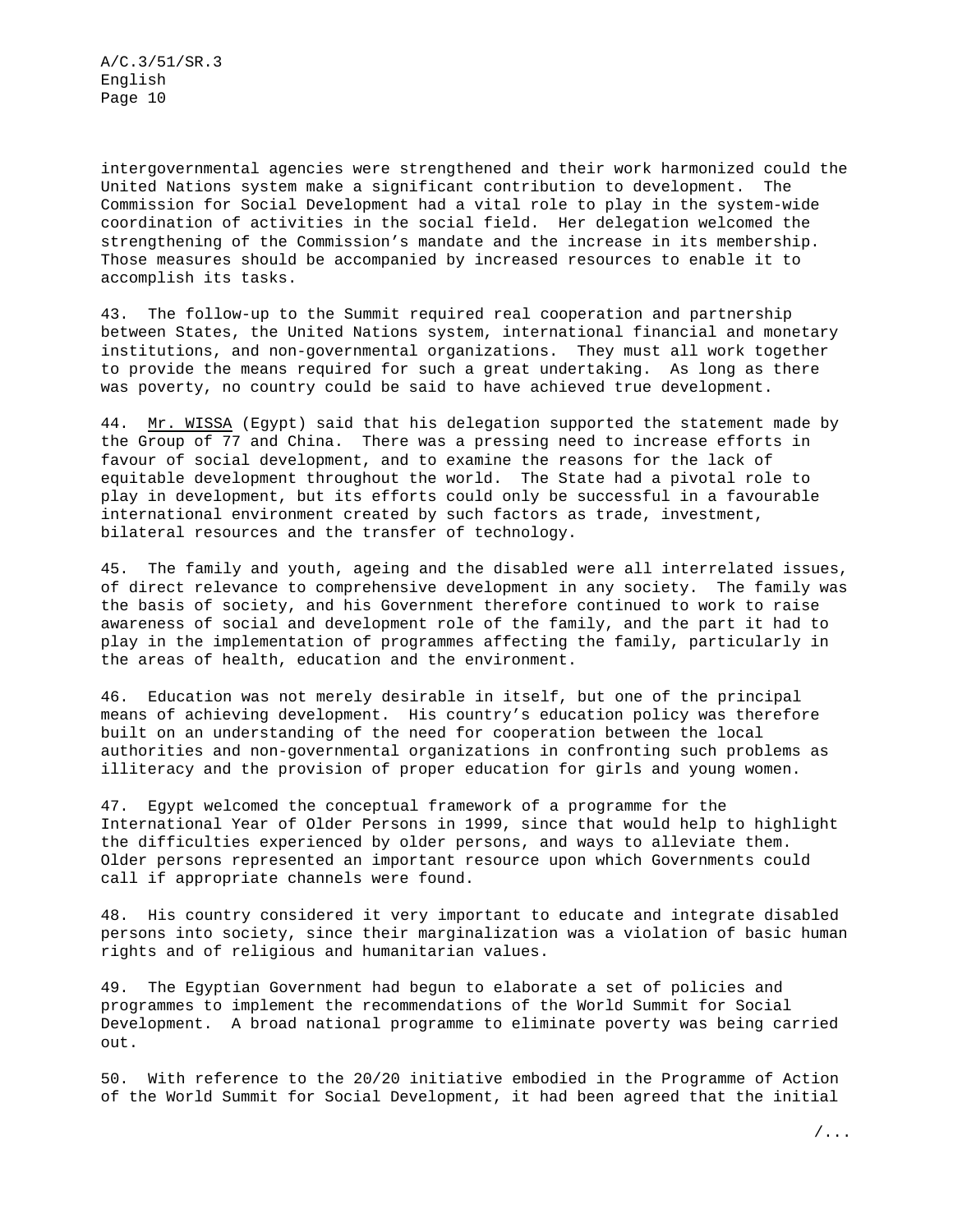intergovernmental agencies were strengthened and their work harmonized could the United Nations system make a significant contribution to development. The Commission for Social Development had a vital role to play in the system-wide coordination of activities in the social field. Her delegation welcomed the strengthening of the Commission's mandate and the increase in its membership. Those measures should be accompanied by increased resources to enable it to accomplish its tasks.

43. The follow-up to the Summit required real cooperation and partnership between States, the United Nations system, international financial and monetary institutions, and non-governmental organizations. They must all work together to provide the means required for such a great undertaking. As long as there was poverty, no country could be said to have achieved true development.

44. Mr. WISSA (Egypt) said that his delegation supported the statement made by the Group of 77 and China. There was a pressing need to increase efforts in favour of social development, and to examine the reasons for the lack of equitable development throughout the world. The State had a pivotal role to play in development, but its efforts could only be successful in a favourable international environment created by such factors as trade, investment, bilateral resources and the transfer of technology.

45. The family and youth, ageing and the disabled were all interrelated issues, of direct relevance to comprehensive development in any society. The family was the basis of society, and his Government therefore continued to work to raise awareness of social and development role of the family, and the part it had to play in the implementation of programmes affecting the family, particularly in the areas of health, education and the environment.

46. Education was not merely desirable in itself, but one of the principal means of achieving development. His country's education policy was therefore built on an understanding of the need for cooperation between the local authorities and non-governmental organizations in confronting such problems as illiteracy and the provision of proper education for girls and young women.

47. Egypt welcomed the conceptual framework of a programme for the International Year of Older Persons in 1999, since that would help to highlight the difficulties experienced by older persons, and ways to alleviate them. Older persons represented an important resource upon which Governments could call if appropriate channels were found.

48. His country considered it very important to educate and integrate disabled persons into society, since their marginalization was a violation of basic human rights and of religious and humanitarian values.

49. The Egyptian Government had begun to elaborate a set of policies and programmes to implement the recommendations of the World Summit for Social Development. A broad national programme to eliminate poverty was being carried out.

50. With reference to the 20/20 initiative embodied in the Programme of Action of the World Summit for Social Development, it had been agreed that the initial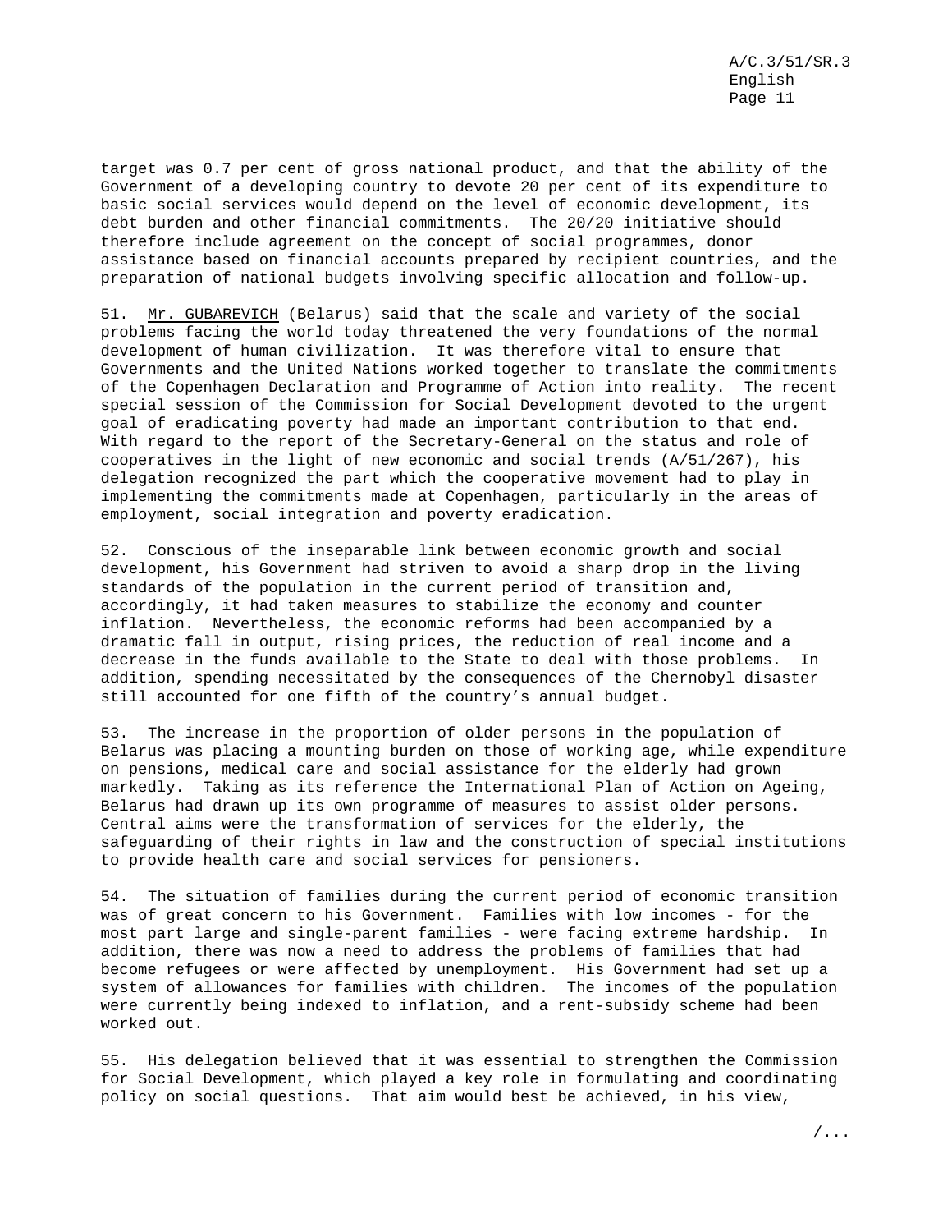target was 0.7 per cent of gross national product, and that the ability of the Government of a developing country to devote 20 per cent of its expenditure to basic social services would depend on the level of economic development, its debt burden and other financial commitments. The 20/20 initiative should therefore include agreement on the concept of social programmes, donor assistance based on financial accounts prepared by recipient countries, and the preparation of national budgets involving specific allocation and follow-up.

51. Mr. GUBAREVICH (Belarus) said that the scale and variety of the social problems facing the world today threatened the very foundations of the normal development of human civilization. It was therefore vital to ensure that Governments and the United Nations worked together to translate the commitments of the Copenhagen Declaration and Programme of Action into reality. The recent special session of the Commission for Social Development devoted to the urgent goal of eradicating poverty had made an important contribution to that end. With regard to the report of the Secretary-General on the status and role of cooperatives in the light of new economic and social trends (A/51/267), his delegation recognized the part which the cooperative movement had to play in implementing the commitments made at Copenhagen, particularly in the areas of employment, social integration and poverty eradication.

52. Conscious of the inseparable link between economic growth and social development, his Government had striven to avoid a sharp drop in the living standards of the population in the current period of transition and, accordingly, it had taken measures to stabilize the economy and counter inflation. Nevertheless, the economic reforms had been accompanied by a dramatic fall in output, rising prices, the reduction of real income and a decrease in the funds available to the State to deal with those problems. In addition, spending necessitated by the consequences of the Chernobyl disaster still accounted for one fifth of the country's annual budget.

53. The increase in the proportion of older persons in the population of Belarus was placing a mounting burden on those of working age, while expenditure on pensions, medical care and social assistance for the elderly had grown markedly. Taking as its reference the International Plan of Action on Ageing, Belarus had drawn up its own programme of measures to assist older persons. Central aims were the transformation of services for the elderly, the safeguarding of their rights in law and the construction of special institutions to provide health care and social services for pensioners.

54. The situation of families during the current period of economic transition was of great concern to his Government. Families with low incomes - for the most part large and single-parent families - were facing extreme hardship. In addition, there was now a need to address the problems of families that had become refugees or were affected by unemployment. His Government had set up a system of allowances for families with children. The incomes of the population were currently being indexed to inflation, and a rent-subsidy scheme had been worked out.

55. His delegation believed that it was essential to strengthen the Commission for Social Development, which played a key role in formulating and coordinating policy on social questions. That aim would best be achieved, in his view,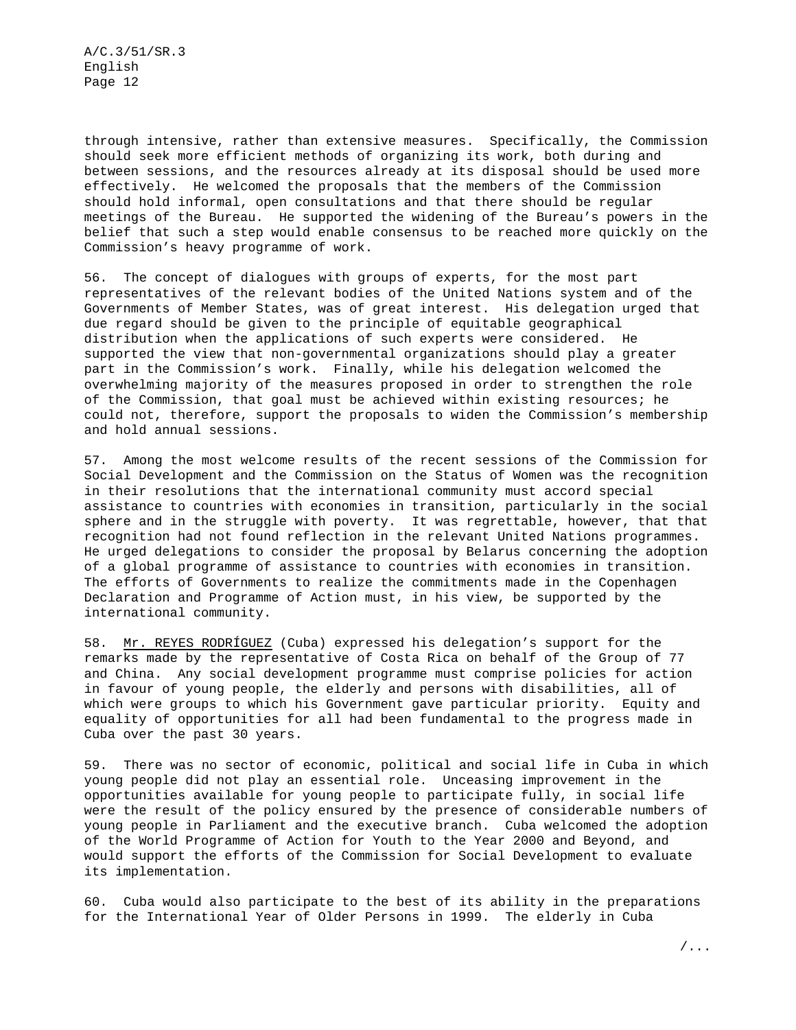through intensive, rather than extensive measures. Specifically, the Commission should seek more efficient methods of organizing its work, both during and between sessions, and the resources already at its disposal should be used more effectively. He welcomed the proposals that the members of the Commission should hold informal, open consultations and that there should be regular meetings of the Bureau. He supported the widening of the Bureau's powers in the belief that such a step would enable consensus to be reached more quickly on the Commission's heavy programme of work.

56. The concept of dialogues with groups of experts, for the most part representatives of the relevant bodies of the United Nations system and of the Governments of Member States, was of great interest. His delegation urged that due regard should be given to the principle of equitable geographical distribution when the applications of such experts were considered. He supported the view that non-governmental organizations should play a greater part in the Commission's work. Finally, while his delegation welcomed the overwhelming majority of the measures proposed in order to strengthen the role of the Commission, that goal must be achieved within existing resources; he could not, therefore, support the proposals to widen the Commission's membership and hold annual sessions.

57. Among the most welcome results of the recent sessions of the Commission for Social Development and the Commission on the Status of Women was the recognition in their resolutions that the international community must accord special assistance to countries with economies in transition, particularly in the social sphere and in the struggle with poverty. It was regrettable, however, that that recognition had not found reflection in the relevant United Nations programmes. He urged delegations to consider the proposal by Belarus concerning the adoption of a global programme of assistance to countries with economies in transition. The efforts of Governments to realize the commitments made in the Copenhagen Declaration and Programme of Action must, in his view, be supported by the international community.

58. Mr. REYES RODRÍGUEZ (Cuba) expressed his delegation's support for the remarks made by the representative of Costa Rica on behalf of the Group of 77 and China. Any social development programme must comprise policies for action in favour of young people, the elderly and persons with disabilities, all of which were groups to which his Government gave particular priority. Equity and equality of opportunities for all had been fundamental to the progress made in Cuba over the past 30 years.

59. There was no sector of economic, political and social life in Cuba in which young people did not play an essential role. Unceasing improvement in the opportunities available for young people to participate fully, in social life were the result of the policy ensured by the presence of considerable numbers of young people in Parliament and the executive branch. Cuba welcomed the adoption of the World Programme of Action for Youth to the Year 2000 and Beyond, and would support the efforts of the Commission for Social Development to evaluate its implementation.

60. Cuba would also participate to the best of its ability in the preparations for the International Year of Older Persons in 1999. The elderly in Cuba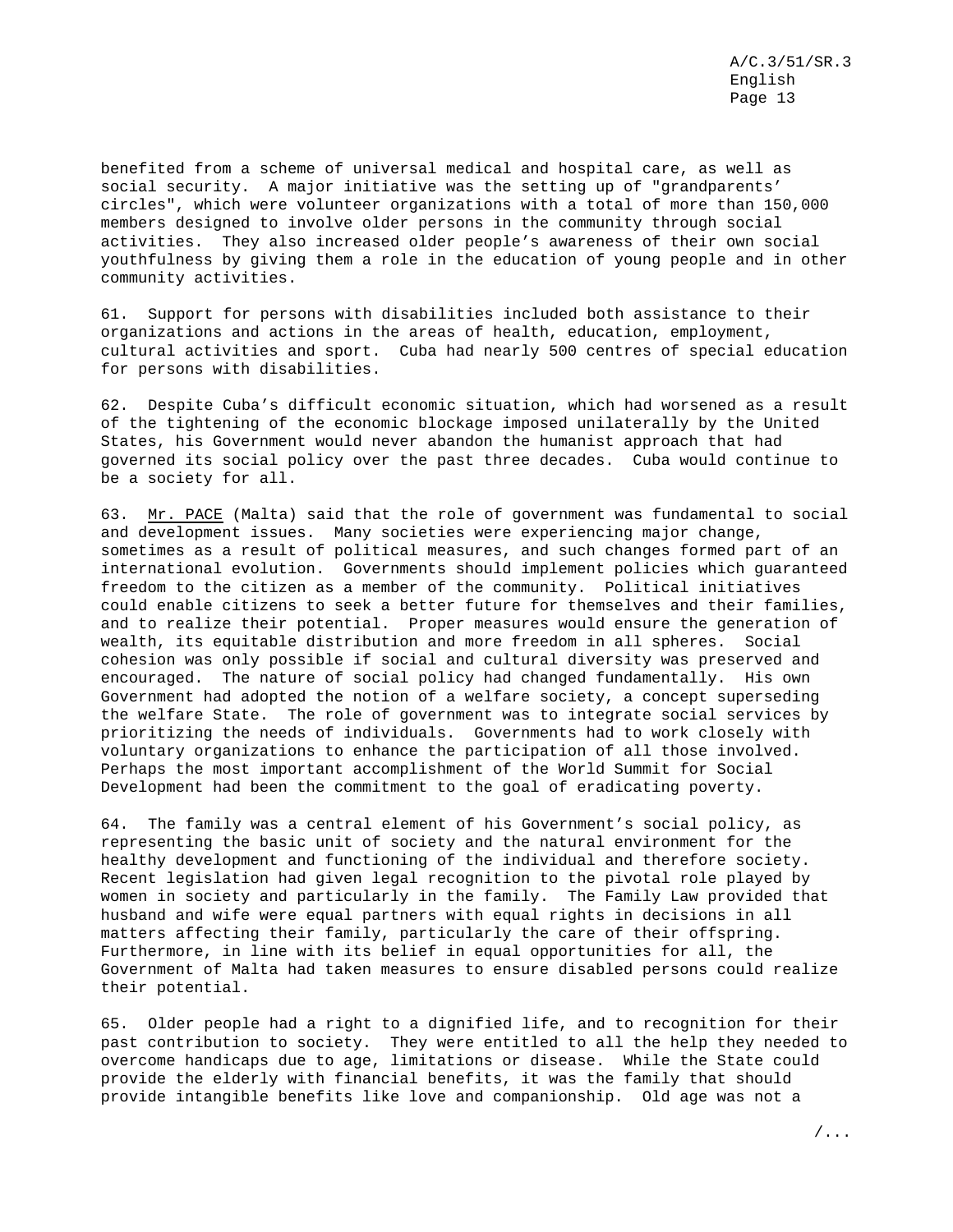benefited from a scheme of universal medical and hospital care, as well as social security. A major initiative was the setting up of "grandparents' circles", which were volunteer organizations with a total of more than 150,000 members designed to involve older persons in the community through social activities. They also increased older people's awareness of their own social youthfulness by giving them a role in the education of young people and in other community activities.

61. Support for persons with disabilities included both assistance to their organizations and actions in the areas of health, education, employment, cultural activities and sport. Cuba had nearly 500 centres of special education for persons with disabilities.

62. Despite Cuba's difficult economic situation, which had worsened as a result of the tightening of the economic blockage imposed unilaterally by the United States, his Government would never abandon the humanist approach that had governed its social policy over the past three decades. Cuba would continue to be a society for all.

63. Mr. PACE (Malta) said that the role of government was fundamental to social and development issues. Many societies were experiencing major change, sometimes as a result of political measures, and such changes formed part of an international evolution. Governments should implement policies which guaranteed freedom to the citizen as a member of the community. Political initiatives could enable citizens to seek a better future for themselves and their families, and to realize their potential. Proper measures would ensure the generation of wealth, its equitable distribution and more freedom in all spheres. Social cohesion was only possible if social and cultural diversity was preserved and encouraged. The nature of social policy had changed fundamentally. His own Government had adopted the notion of a welfare society, a concept superseding the welfare State. The role of government was to integrate social services by prioritizing the needs of individuals. Governments had to work closely with voluntary organizations to enhance the participation of all those involved. Perhaps the most important accomplishment of the World Summit for Social Development had been the commitment to the goal of eradicating poverty.

64. The family was a central element of his Government's social policy, as representing the basic unit of society and the natural environment for the healthy development and functioning of the individual and therefore society. Recent legislation had given legal recognition to the pivotal role played by women in society and particularly in the family. The Family Law provided that husband and wife were equal partners with equal rights in decisions in all matters affecting their family, particularly the care of their offspring. Furthermore, in line with its belief in equal opportunities for all, the Government of Malta had taken measures to ensure disabled persons could realize their potential.

65. Older people had a right to a dignified life, and to recognition for their past contribution to society. They were entitled to all the help they needed to overcome handicaps due to age, limitations or disease. While the State could provide the elderly with financial benefits, it was the family that should provide intangible benefits like love and companionship. Old age was not a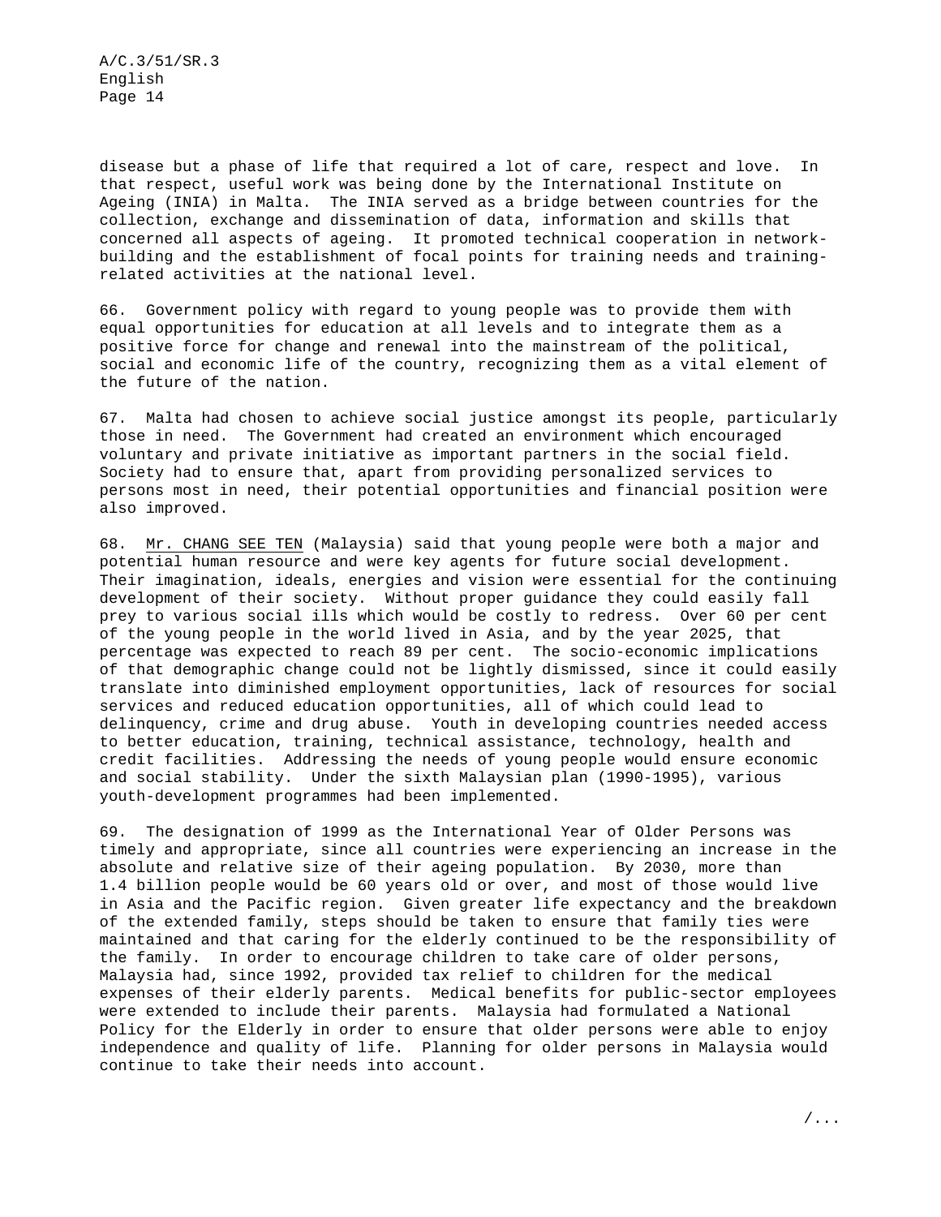disease but a phase of life that required a lot of care, respect and love. In that respect, useful work was being done by the International Institute on Ageing (INIA) in Malta. The INIA served as a bridge between countries for the collection, exchange and dissemination of data, information and skills that concerned all aspects of ageing. It promoted technical cooperation in network-building and the establishment of focal points for training needs and training-related activities at the national level.

66. Government policy with regard to young people was to provide them with equal opportunities for education at all levels and to integrate them as a positive force for change and renewal into the mainstream of the political, social and economic life of the country, recognizing them as a vital element of the future of the nation.

67. Malta had chosen to achieve social justice amongst its people, particularly those in need. The Government had created an environment which encouraged voluntary and private initiative as important partners in the social field. Society had to ensure that, apart from providing personalized services to persons most in need, their potential opportunities and financial position were also improved.

68. Mr. CHANG SEE TEN (Malaysia) said that young people were both a major and potential human resource and were key agents for future social development. Their imagination, ideals, energies and vision were essential for the continuing development of their society. Without proper guidance they could easily fall prey to various social ills which would be costly to redress. Over 60 per cent of the young people in the world lived in Asia, and by the year 2025, that percentage was expected to reach 89 per cent. The socio-economic implications of that demographic change could not be lightly dismissed, since it could easily translate into diminished employment opportunities, lack of resources for social services and reduced education opportunities, all of which could lead to delinquency, crime and drug abuse. Youth in developing countries needed access to better education, training, technical assistance, technology, health and credit facilities. Addressing the needs of young people would ensure economic and social stability. Under the sixth Malaysian plan (1990-1995), various youth-development programmes had been implemented.

69. The designation of 1999 as the International Year of Older Persons was timely and appropriate, since all countries were experiencing an increase in the absolute and relative size of their ageing population. By 2030, more than 1.4 billion people would be 60 years old or over, and most of those would live in Asia and the Pacific region. Given greater life expectancy and the breakdown of the extended family, steps should be taken to ensure that family ties were maintained and that caring for the elderly continued to be the responsibility of the family. In order to encourage children to take care of older persons, Malaysia had, since 1992, provided tax relief to children for the medical expenses of their elderly parents. Medical benefits for public-sector employees were extended to include their parents. Malaysia had formulated a National Policy for the Elderly in order to ensure that older persons were able to enjoy independence and quality of life. Planning for older persons in Malaysia would continue to take their needs into account.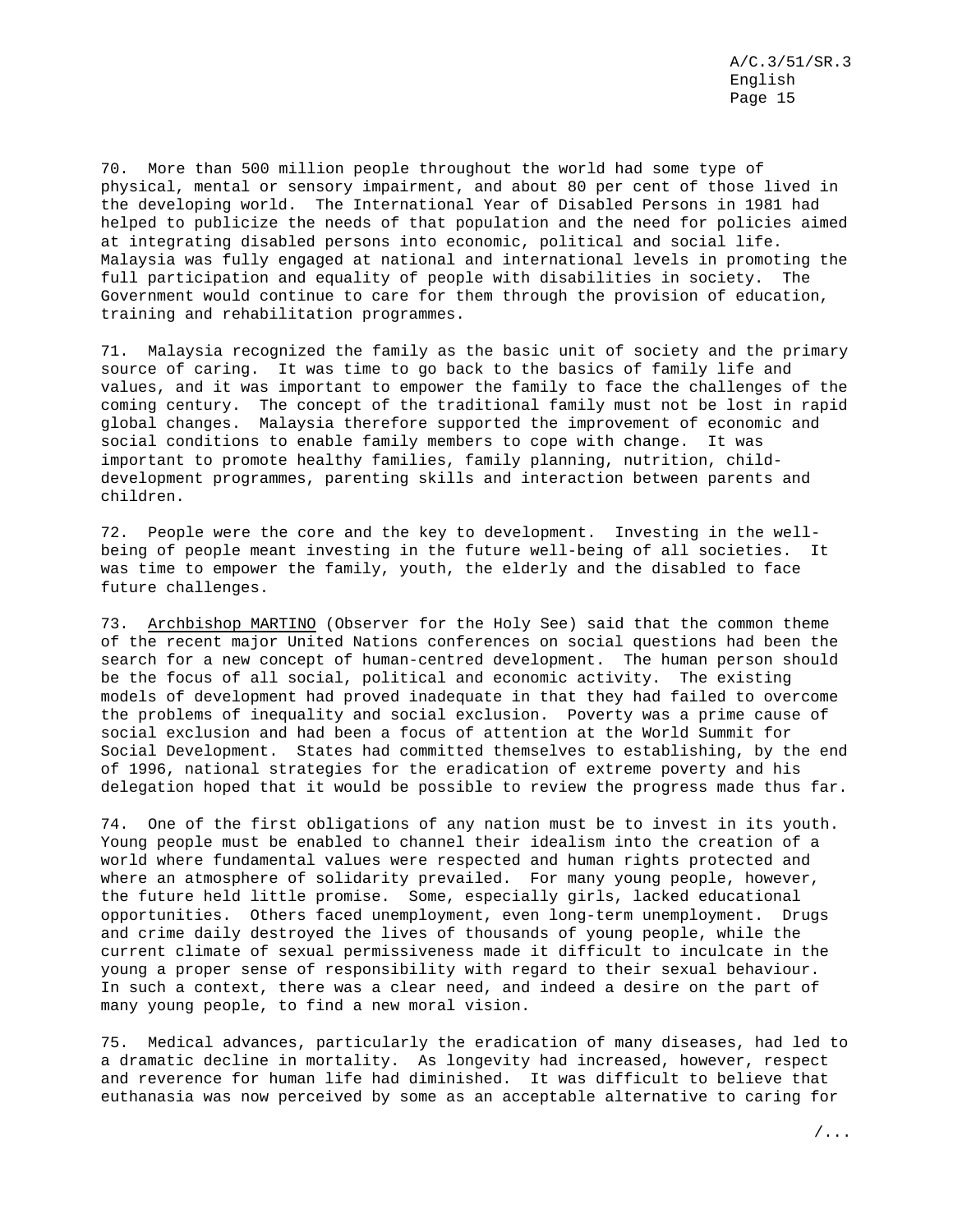70. More than 500 million people throughout the world had some type of physical, mental or sensory impairment, and about 80 per cent of those lived in the developing world. The International Year of Disabled Persons in 1981 had helped to publicize the needs of that population and the need for policies aimed at integrating disabled persons into economic, political and social life. Malaysia was fully engaged at national and international levels in promoting the full participation and equality of people with disabilities in society. The Government would continue to care for them through the provision of education, training and rehabilitation programmes.

71. Malaysia recognized the family as the basic unit of society and the primary source of caring. It was time to go back to the basics of family life and values, and it was important to empower the family to face the challenges of the coming century. The concept of the traditional family must not be lost in rapid global changes. Malaysia therefore supported the improvement of economic and social conditions to enable family members to cope with change. It was important to promote healthy families, family planning, nutrition, child-development programmes, parenting skills and interaction between parents and children.

72. People were the core and the key to development. Investing in the well-being of people meant investing in the future well-being of all societies. It was time to empower the family, youth, the elderly and the disabled to face future challenges.

73. Archbishop MARTINO (Observer for the Holy See) said that the common theme of the recent major United Nations conferences on social questions had been the search for a new concept of human-centred development. The human person should be the focus of all social, political and economic activity. The existing models of development had proved inadequate in that they had failed to overcome the problems of inequality and social exclusion. Poverty was a prime cause of social exclusion and had been a focus of attention at the World Summit for Social Development. States had committed themselves to establishing, by the end of 1996, national strategies for the eradication of extreme poverty and his delegation hoped that it would be possible to review the progress made thus far.

74. One of the first obligations of any nation must be to invest in its youth. Young people must be enabled to channel their idealism into the creation of a world where fundamental values were respected and human rights protected and where an atmosphere of solidarity prevailed. For many young people, however, the future held little promise. Some, especially girls, lacked educational opportunities. Others faced unemployment, even long-term unemployment. Drugs and crime daily destroyed the lives of thousands of young people, while the current climate of sexual permissiveness made it difficult to inculcate in the young a proper sense of responsibility with regard to their sexual behaviour. In such a context, there was a clear need, and indeed a desire on the part of many young people, to find a new moral vision.

75. Medical advances, particularly the eradication of many diseases, had led to a dramatic decline in mortality. As longevity had increased, however, respect and reverence for human life had diminished. It was difficult to believe that euthanasia was now perceived by some as an acceptable alternative to caring for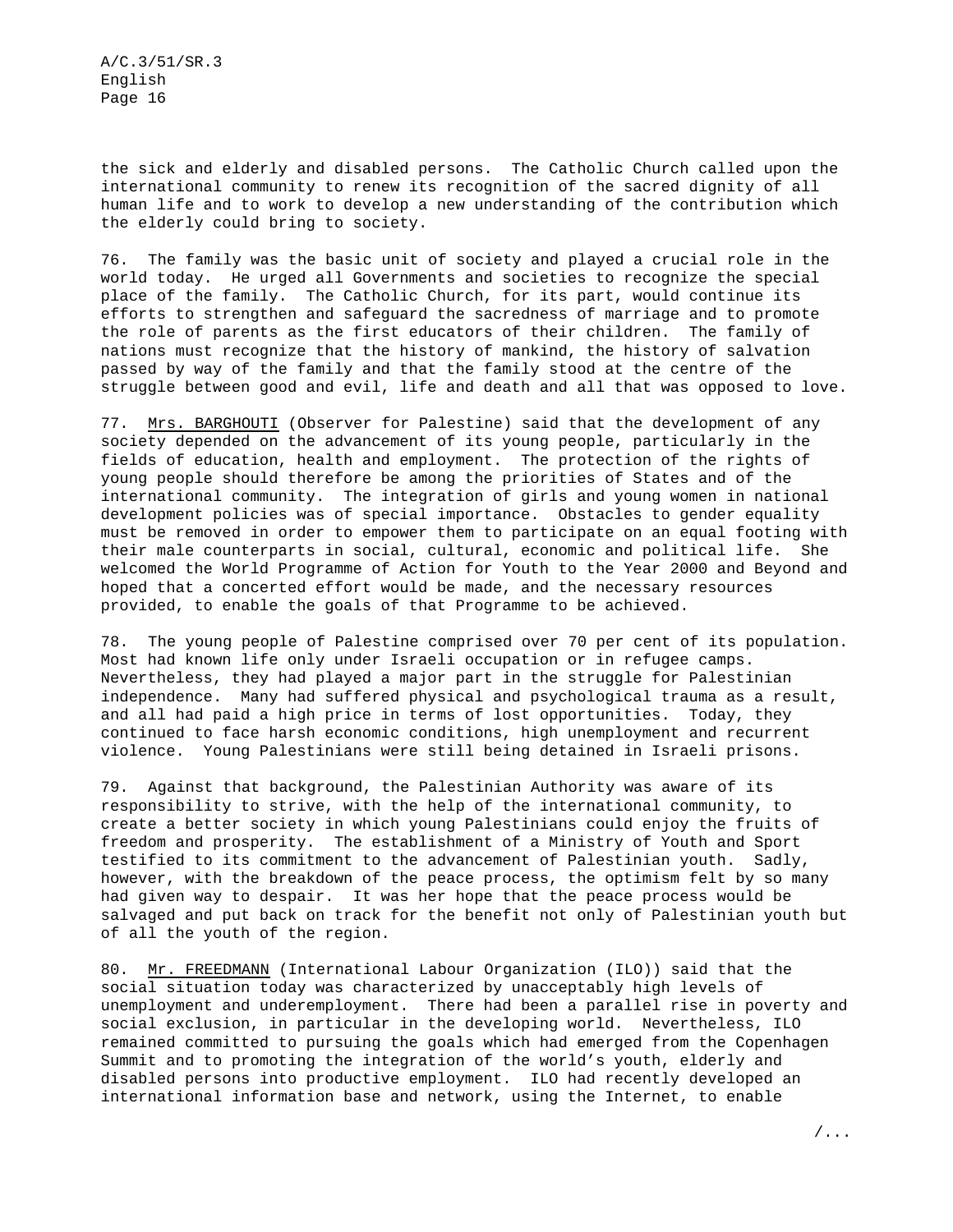the sick and elderly and disabled persons. The Catholic Church called upon the international community to renew its recognition of the sacred dignity of all human life and to work to develop a new understanding of the contribution which the elderly could bring to society.

76. The family was the basic unit of society and played a crucial role in the world today. He urged all Governments and societies to recognize the special place of the family. The Catholic Church, for its part, would continue its efforts to strengthen and safeguard the sacredness of marriage and to promote the role of parents as the first educators of their children. The family of nations must recognize that the history of mankind, the history of salvation passed by way of the family and that the family stood at the centre of the struggle between good and evil, life and death and all that was opposed to love.

77. Mrs. BARGHOUTI (Observer for Palestine) said that the development of any society depended on the advancement of its young people, particularly in the fields of education, health and employment. The protection of the rights of young people should therefore be among the priorities of States and of the international community. The integration of girls and young women in national development policies was of special importance. Obstacles to gender equality must be removed in order to empower them to participate on an equal footing with their male counterparts in social, cultural, economic and political life. She welcomed the World Programme of Action for Youth to the Year 2000 and Beyond and hoped that a concerted effort would be made, and the necessary resources provided, to enable the goals of that Programme to be achieved.

78. The young people of Palestine comprised over 70 per cent of its population. Most had known life only under Israeli occupation or in refugee camps. Nevertheless, they had played a major part in the struggle for Palestinian independence. Many had suffered physical and psychological trauma as a result, and all had paid a high price in terms of lost opportunities. Today, they continued to face harsh economic conditions, high unemployment and recurrent violence. Young Palestinians were still being detained in Israeli prisons.

79. Against that background, the Palestinian Authority was aware of its responsibility to strive, with the help of the international community, to create a better society in which young Palestinians could enjoy the fruits of freedom and prosperity. The establishment of a Ministry of Youth and Sport testified to its commitment to the advancement of Palestinian youth. Sadly, however, with the breakdown of the peace process, the optimism felt by so many had given way to despair. It was her hope that the peace process would be salvaged and put back on track for the benefit not only of Palestinian youth but of all the youth of the region.

80. Mr. FREEDMANN (International Labour Organization (ILO)) said that the social situation today was characterized by unacceptably high levels of unemployment and underemployment. There had been a parallel rise in poverty and social exclusion, in particular in the developing world. Nevertheless, ILO remained committed to pursuing the goals which had emerged from the Copenhagen Summit and to promoting the integration of the world's youth, elderly and disabled persons into productive employment. ILO had recently developed an international information base and network, using the Internet, to enable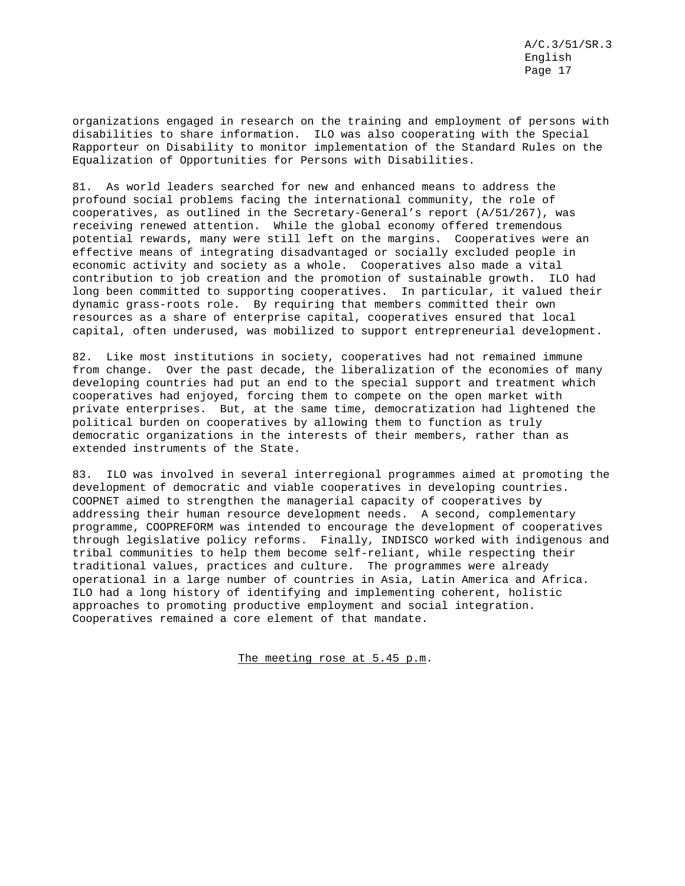organizations engaged in research on the training and employment of persons with disabilities to share information. ILO was also cooperating with the Special Rapporteur on Disability to monitor implementation of the Standard Rules on the Equalization of Opportunities for Persons with Disabilities.

81. As world leaders searched for new and enhanced means to address the profound social problems facing the international community, the role of cooperatives, as outlined in the Secretary-General's report (A/51/267), was receiving renewed attention. While the global economy offered tremendous potential rewards, many were still left on the margins. Cooperatives were an effective means of integrating disadvantaged or socially excluded people in economic activity and society as a whole. Cooperatives also made a vital contribution to job creation and the promotion of sustainable growth. ILO had long been committed to supporting cooperatives. In particular, it valued their dynamic grass-roots role. By requiring that members committed their own resources as a share of enterprise capital, cooperatives ensured that local capital, often underused, was mobilized to support entrepreneurial development.

82. Like most institutions in society, cooperatives had not remained immune from change. Over the past decade, the liberalization of the economies of many developing countries had put an end to the special support and treatment which cooperatives had enjoyed, forcing them to compete on the open market with private enterprises. But, at the same time, democratization had lightened the political burden on cooperatives by allowing them to function as truly democratic organizations in the interests of their members, rather than as extended instruments of the State.

83. ILO was involved in several interregional programmes aimed at promoting the development of democratic and viable cooperatives in developing countries. COOPNET aimed to strengthen the managerial capacity of cooperatives by addressing their human resource development needs. A second, complementary programme, COOPREFORM was intended to encourage the development of cooperatives through legislative policy reforms. Finally, INDISCO worked with indigenous and tribal communities to help them become self-reliant, while respecting their traditional values, practices and culture. The programmes were already operational in a large number of countries in Asia, Latin America and Africa. ILO had a long history of identifying and implementing coherent, holistic approaches to promoting productive employment and social integration. Cooperatives remained a core element of that mandate.

The meeting rose at 5.45 p.m.